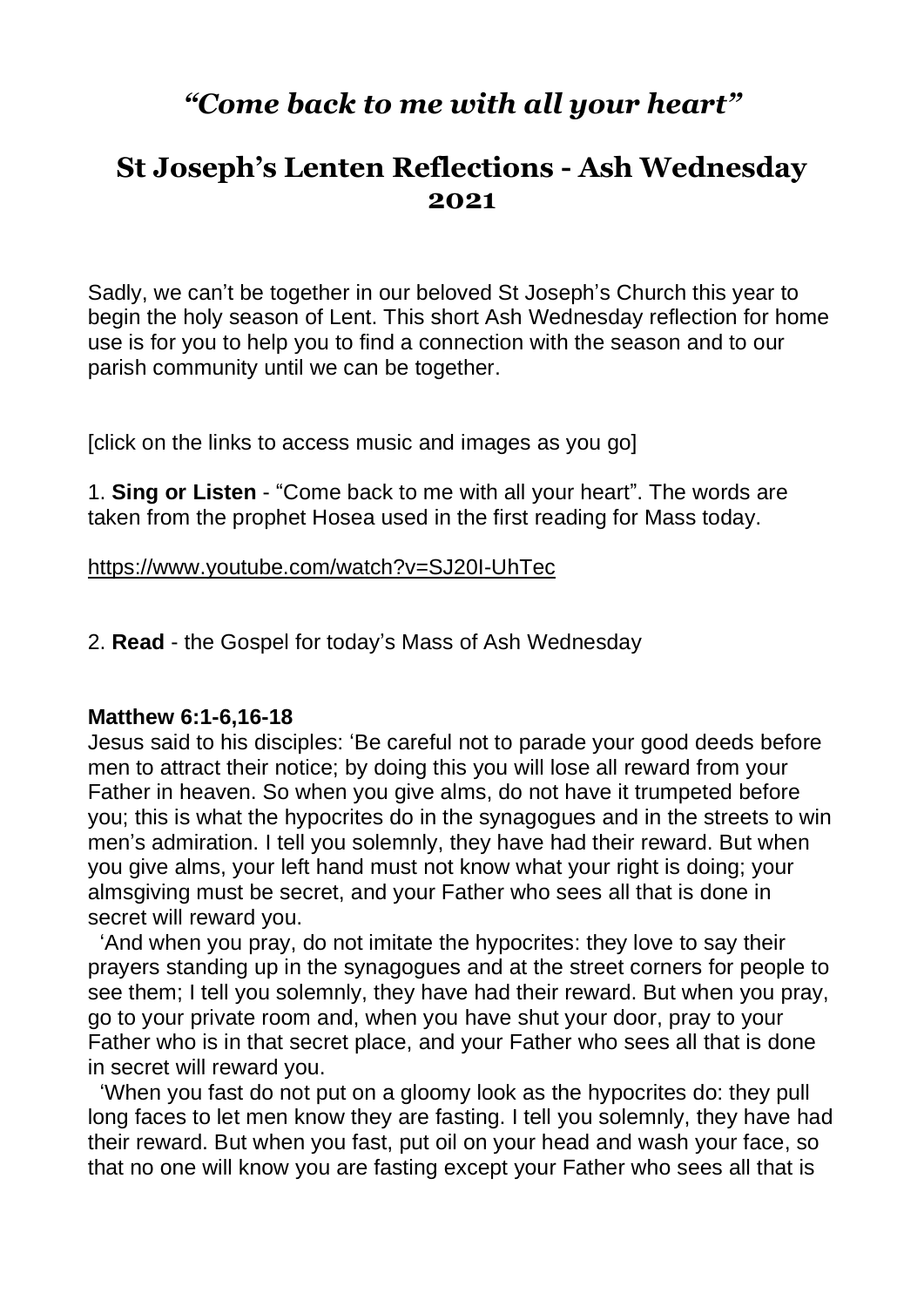# *“Come back to me with all your heart”*

## St Joseph’s Lenten Reflections - Ash Wednesday 2021

Sadly, we can’t be together in our beloved St Joseph’s Church this year to begin the holy season of Lent. This short Ash Wednesday reflection for home use is for you to help you to find a connection with the season and to our parish community until we can be together.

[click on the links to access music and images as you go]

1. **Sing or Listen** - “Come back to me with all your heart”. The words are taken from the prophet Hosea used in the first reading for Mass today.

https://www.youtube.com/watch?v=SJ20I-UhTec

2. **Read** - the Gospel for today’s Mass of Ash Wednesday

**Matthew 6:1-6,16-18**
Jesus said to his disciples: ‘Be careful not to parade your good deeds before men to attract their notice; by doing this you will lose all reward from your Father in heaven. So when you give alms, do not have it trumpeted before you; this is what the hypocrites do in the synagogues and in the streets to win men’s admiration. I tell you solemnly, they have had their reward. But when you give alms, your left hand must not know what your right is doing; your almsgiving must be secret, and your Father who sees all that is done in secret will reward you.

‘And when you pray, do not imitate the hypocrites: they love to say their prayers standing up in the synagogues and at the street corners for people to see them; I tell you solemnly, they have had their reward. But when you pray, go to your private room and, when you have shut your door, pray to your Father who is in that secret place, and your Father who sees all that is done in secret will reward you.

‘When you fast do not put on a gloomy look as the hypocrites do: they pull long faces to let men know they are fasting. I tell you solemnly, they have had their reward. But when you fast, put oil on your head and wash your face, so that no one will know you are fasting except your Father who sees all that is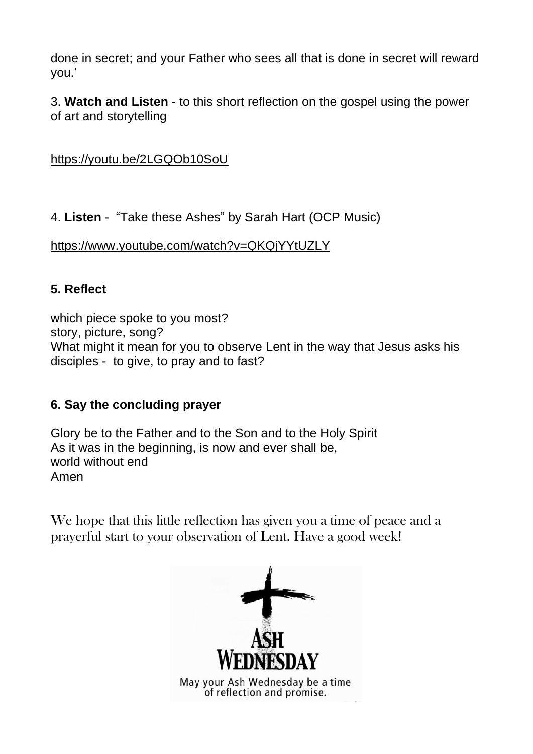done in secret; and your Father who sees all that is done in secret will reward you.'

3. **Watch and Listen** - to this short reflection on the gospel using the power of art and storytelling

https://youtu.be/2LGQOb10SoU

4. **Listen** - "Take these Ashes" by Sarah Hart (OCP Music)

https://www.youtube.com/watch?v=QKQjYYtUZLY

**5. Reflect**

which piece spoke to you most?
story, picture, song?
What might it mean for you to observe Lent in the way that Jesus asks his disciples - to give, to pray and to fast?

**6. Say the concluding prayer**

Glory be to the Father and to the Son and to the Holy Spirit
As it was in the beginning, is now and ever shall be,
world without end
Amen

We hope that this little reflection has given you a time of peace and a prayerful start to your observation of Lent. Have a good week!

ASH WEDNESDAY

May your Ash Wednesday be a time of reflection and promise.